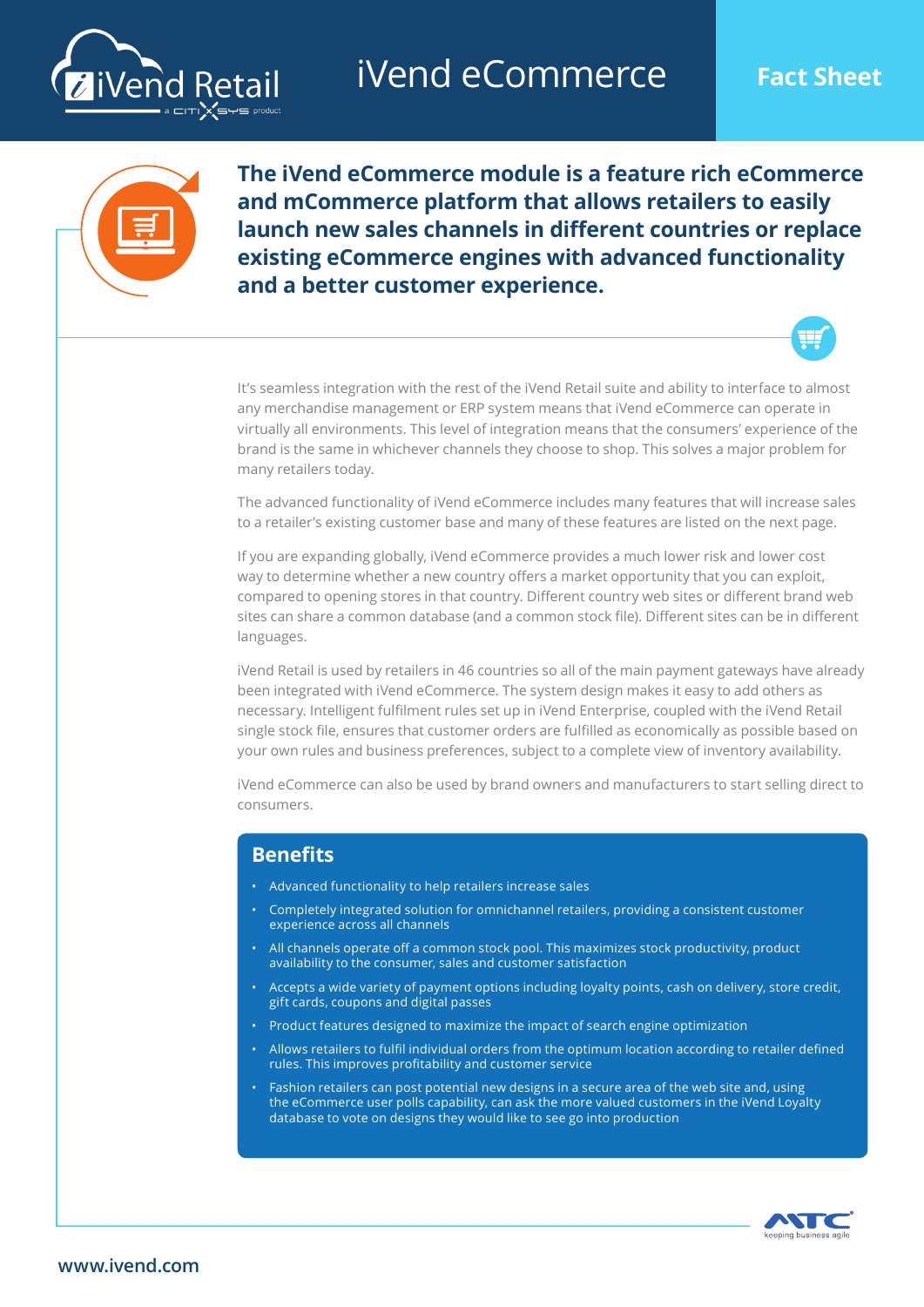# iVend eCommerce

**Fact Sheet**

**The iVend eCommerce module is a feature rich eCommerce and mCommerce platform that allows retailers to easily launch new sales channels in different countries or replace existing eCommerce engines with advanced functionality and a better customer experience.**

It's seamless integration with the rest of the iVend Retail suite and ability to interface to almost any merchandise management or ERP system means that iVend eCommerce can operate in virtually all environments. This level of integration means that the consumers' experience of the brand is the same in whichever channels they choose to shop. This solves a major problem for many retailers today.

The advanced functionality of iVend eCommerce includes many features that will increase sales to a retailer's existing customer base and many of these features are listed on the next page.

If you are expanding globally, iVend eCommerce provides a much lower risk and lower cost way to determine whether a new country offers a market opportunity that you can exploit, compared to opening stores in that country. Different country web sites or different brand web sites can share a common database (and a common stock file). Different sites can be in different languages.

iVend Retail is used by retailers in 46 countries so all of the main payment gateways have already been integrated with iVend eCommerce. The system design makes it easy to add others as necessary. Intelligent fulfilment rules set up in iVend Enterprise, coupled with the iVend Retail single stock file, ensures that customer orders are fulfilled as economically as possible based on your own rules and business preferences, subject to a complete view of inventory availability.

iVend eCommerce can also be used by brand owners and manufacturers to start selling direct to consumers.

## Benefits

- Advanced functionality to help retailers increase sales
- Completely integrated solution for omnichannel retailers, providing a consistent customer experience across all channels
- All channels operate off a common stock pool. This maximizes stock productivity, product availability to the consumer, sales and customer satisfaction
- Accepts a wide variety of payment options including loyalty points, cash on delivery, store credit, gift cards, coupons and digital passes
- Product features designed to maximize the impact of search engine optimization
- Allows retailers to fulfil individual orders from the optimum location according to retailer defined rules. This improves profitability and customer service
- Fashion retailers can post potential new designs in a secure area of the web site and, using the eCommerce user polls capability, can ask the more valued customers in the iVend Loyalty database to vote on designs they would like to see go into production

www.ivend.com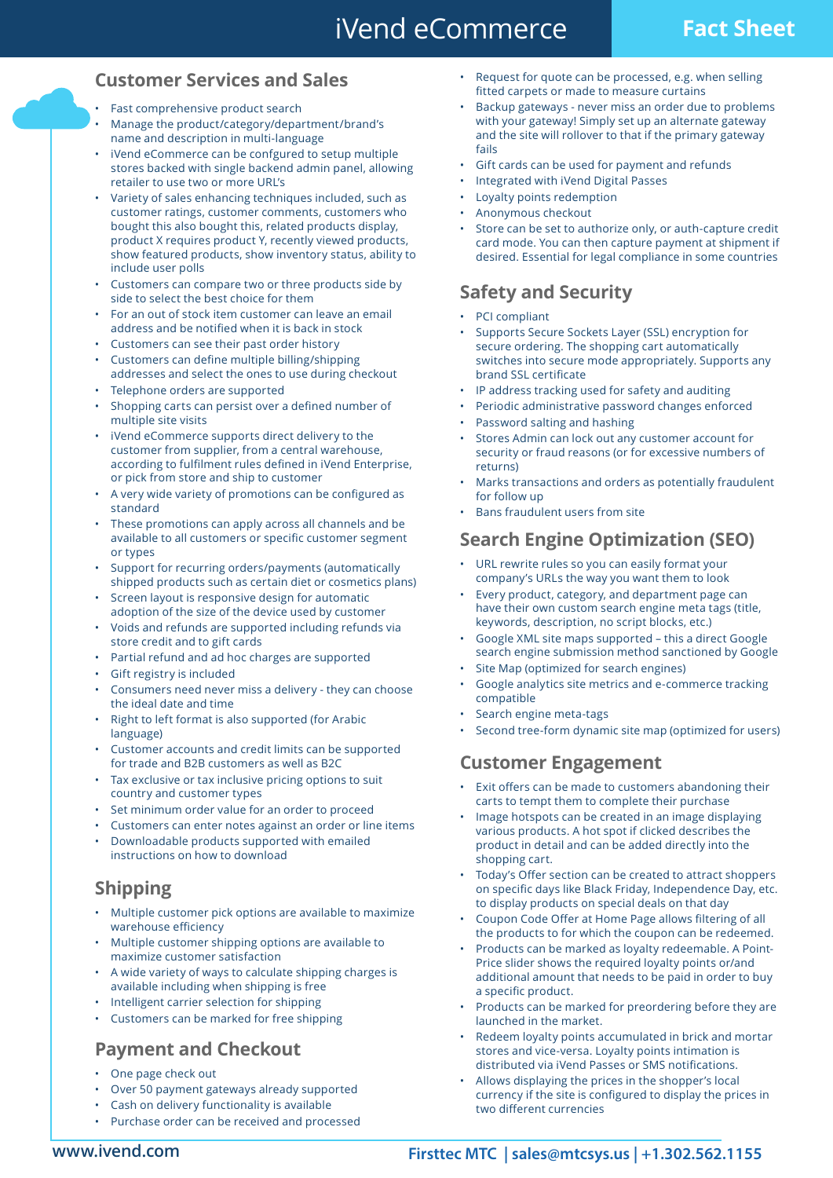# iVend eCommerce Fact Sheet

## Customer Services and Sales

- Fast comprehensive product search
- Manage the product/category/department/brand's name and description in multi-language
- iVend eCommerce can be confgured to setup multiple stores backed with single backend admin panel, allowing retailer to use two or more URL's
- Variety of sales enhancing techniques included, such as customer ratings, customer comments, customers who bought this also bought this, related products display, product X requires product Y, recently viewed products, show featured products, show inventory status, ability to include user polls
- Customers can compare two or three products side by side to select the best choice for them
- For an out of stock item customer can leave an email address and be notified when it is back in stock
- Customers can see their past order history
- Customers can define multiple billing/shipping addresses and select the ones to use during checkout
- Telephone orders are supported
- Shopping carts can persist over a defined number of multiple site visits
- iVend eCommerce supports direct delivery to the customer from supplier, from a central warehouse, according to fulfilment rules defined in iVend Enterprise, or pick from store and ship to customer
- A very wide variety of promotions can be configured as standard
- These promotions can apply across all channels and be available to all customers or specific customer segment or types
- Support for recurring orders/payments (automatically shipped products such as certain diet or cosmetics plans)
- Screen layout is responsive design for automatic adoption of the size of the device used by customer
- Voids and refunds are supported including refunds via store credit and to gift cards
- Partial refund and ad hoc charges are supported
- Gift registry is included
- Consumers need never miss a delivery - they can choose the ideal date and time
- Right to left format is also supported (for Arabic language)
- Customer accounts and credit limits can be supported for trade and B2B customers as well as B2C
- Tax exclusive or tax inclusive pricing options to suit country and customer types
- Set minimum order value for an order to proceed
- Customers can enter notes against an order or line items
- Downloadable products supported with emailed instructions on how to download

## Shipping

- Multiple customer pick options are available to maximize warehouse efficiency
- Multiple customer shipping options are available to maximize customer satisfaction
- A wide variety of ways to calculate shipping charges is available including when shipping is free
- Intelligent carrier selection for shipping
- Customers can be marked for free shipping

## Payment and Checkout

- One page check out
- Over 50 payment gateways already supported
- Cash on delivery functionality is available
- Purchase order can be received and processed
- Request for quote can be processed, e.g. when selling fitted carpets or made to measure curtains
- Backup gateways - never miss an order due to problems with your gateway! Simply set up an alternate gateway and the site will rollover to that if the primary gateway fails
- Gift cards can be used for payment and refunds
- Integrated with iVend Digital Passes
- Loyalty points redemption
- Anonymous checkout
- Store can be set to authorize only, or auth-capture credit card mode. You can then capture payment at shipment if desired. Essential for legal compliance in some countries

## Safety and Security

- PCI compliant
- Supports Secure Sockets Layer (SSL) encryption for secure ordering. The shopping cart automatically switches into secure mode appropriately. Supports any brand SSL certificate
- IP address tracking used for safety and auditing
- Periodic administrative password changes enforced
- Password salting and hashing
- Stores Admin can lock out any customer account for security or fraud reasons (or for excessive numbers of returns)
- Marks transactions and orders as potentially fraudulent for follow up
- Bans fraudulent users from site

## Search Engine Optimization (SEO)

- URL rewrite rules so you can easily format your company's URLs the way you want them to look
- Every product, category, and department page can have their own custom search engine meta tags (title, keywords, description, no script blocks, etc.)
- Google XML site maps supported – this a direct Google search engine submission method sanctioned by Google
- Site Map (optimized for search engines)
- Google analytics site metrics and e-commerce tracking compatible
- Search engine meta-tags
- Second tree-form dynamic site map (optimized for users)

## Customer Engagement

- Exit offers can be made to customers abandoning their carts to tempt them to complete their purchase
- Image hotspots can be created in an image displaying various products. A hot spot if clicked describes the product in detail and can be added directly into the shopping cart.
- Today's Offer section can be created to attract shoppers on specific days like Black Friday, Independence Day, etc. to display products on special deals on that day
- Coupon Code Offer at Home Page allows filtering of all the products to for which the coupon can be redeemed.
- Products can be marked as loyalty redeemable. A Point-Price slider shows the required loyalty points or/and additional amount that needs to be paid in order to buy a specific product.
- Products can be marked for preordering before they are launched in the market.
- Redeem loyalty points accumulated in brick and mortar stores and vice-versa. Loyalty points intimation is distributed via iVend Passes or SMS notifications.
- Allows displaying the prices in the shopper's local currency if the site is configured to display the prices in two different currencies

www.ivend.com

**Firsttec MTC | sales@mtcsys.us | +1.302.562.1155**